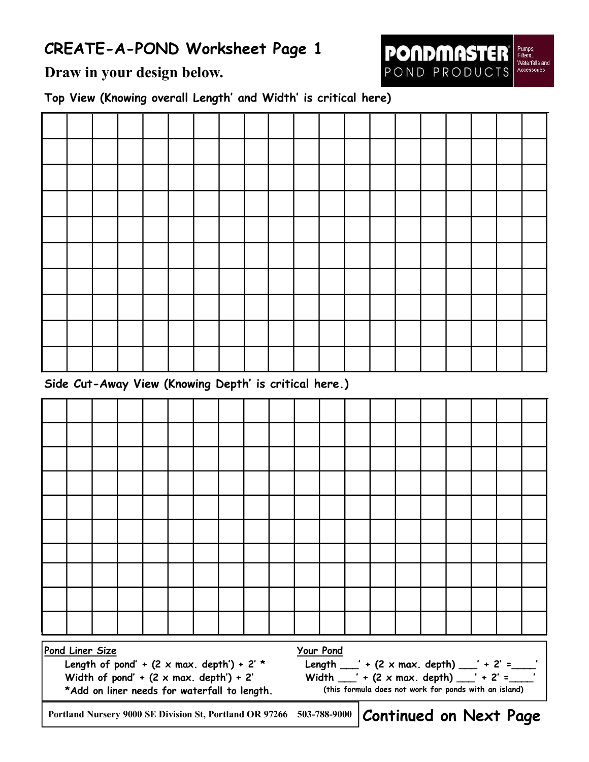# CREATE-A-POND Worksheet Page 1

PONDMASTER POND PRODUCTS — Pumps, Filters, Waterfalls and Accessories

## Draw in your design below.

**Top View (Knowing overall Length' and Width' is critical here)**

**Side Cut-Away View (Knowing Depth' is critical here.)**

| Pond Liner Size | Your Pond |
|---|---|
| Length of pond' + (2 x max. depth') + 2' * | Length ___' + (2 x max. depth) ___' + 2' =____' |
| Width of pond' + (2 x max. depth') + 2' | Width ___' + (2 x max. depth) ___' + 2' =____' |
| *Add on liner needs for waterfall to length. | (this formula does not work for ponds with an island) |

**Portland Nursery 9000 SE Division St, Portland OR 97266 503-788-9000**

**Continued on Next Page**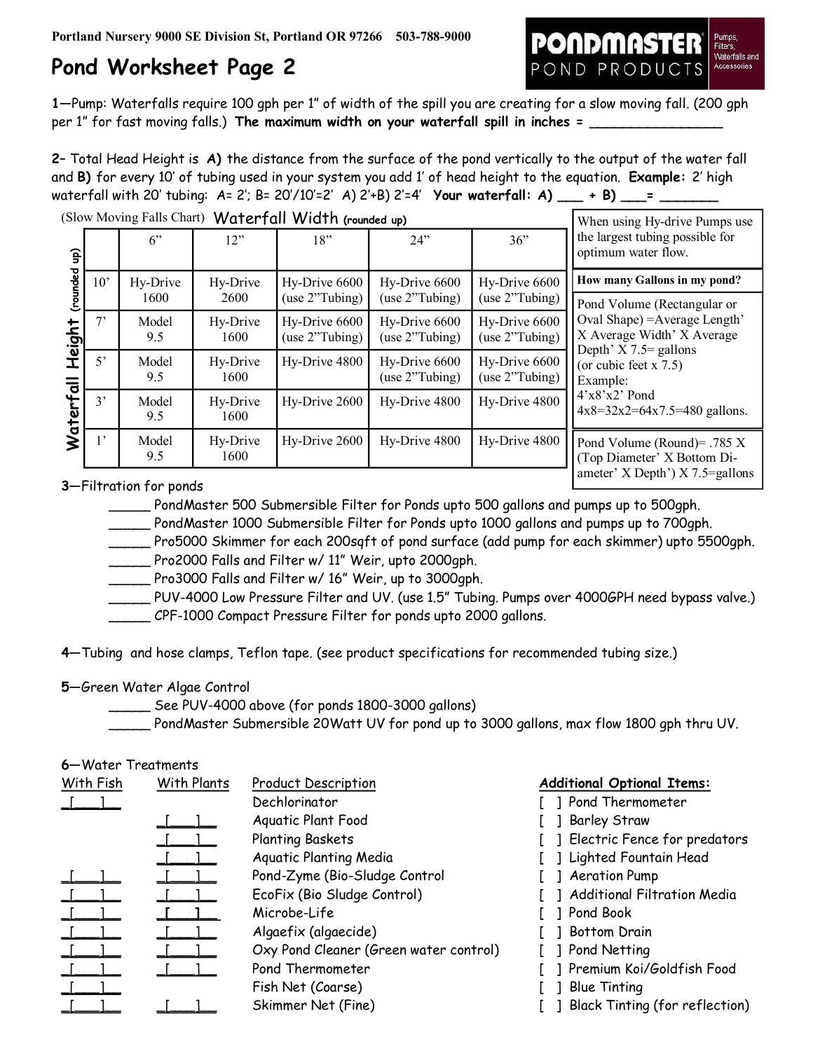Portland Nursery 9000 SE Division St, Portland OR 97266   503-788-9000

# Pond Worksheet Page 2

PONDMASTER POND PRODUCTS — Pumps, Filters, Waterfalls and Accessories

**1**—Pump: Waterfalls require 100 gph per 1" of width of the spill you are creating for a slow moving fall. (200 gph per 1" for fast moving falls.) **The maximum width on your waterfall spill in inches = ________________**

**2**– Total Head Height is **A)** the distance from the surface of the pond vertically to the output of the water fall and **B)** for every 10' of tubing used in your system you add 1' of head height to the equation. **Example:** 2' high waterfall with 20' tubing: A= 2'; B= 20'/10'=2' A) 2'+B) 2'=4' **Your waterfall: A) ___ + B) ___= _______**

(Slow Moving Falls Chart) Waterfall Width (rounded up)

| Waterfall Height (rounded up) | 6" | 12" | 18" | 24" | 36" |
|---|---|---|---|---|---|
| 10' | Hy-Drive 1600 | Hy-Drive 2600 | Hy-Drive 6600 (use 2"Tubing) | Hy-Drive 6600 (use 2"Tubing) | Hy-Drive 6600 (use 2"Tubing) |
| 7' | Model 9.5 | Hy-Drive 1600 | Hy-Drive 6600 (use 2"Tubing) | Hy-Drive 6600 (use 2"Tubing) | Hy-Drive 6600 (use 2"Tubing) |
| 5' | Model 9.5 | Hy-Drive 1600 | Hy-Drive 4800 | Hy-Drive 6600 (use 2"Tubing) | Hy-Drive 6600 (use 2"Tubing) |
| 3' | Model 9.5 | Hy-Drive 1600 | Hy-Drive 2600 | Hy-Drive 4800 | Hy-Drive 4800 |
| 1' | Model 9.5 | Hy-Drive 1600 | Hy-Drive 2600 | Hy-Drive 4800 | Hy-Drive 4800 |

When using Hy-drive Pumps use the largest tubing possible for optimum water flow.

**How many Gallons in my pond?**

Pond Volume (Rectangular or Oval Shape) =Average Length' X Average Width' X Average Depth' X 7.5= gallons (or cubic feet x 7.5)
Example:
4'x8'x2' Pond
4x8=32x2=64x7.5=480 gallons.

Pond Volume (Round)= .785 X (Top Diameter' X Bottom Diameter' X Depth') X 7.5=gallons

**3**—Filtration for ponds

_____ PondMaster 500 Submersible Filter for Ponds upto 500 gallons and pumps up to 500gph.
_____ PondMaster 1000 Submersible Filter for Ponds upto 1000 gallons and pumps up to 700gph.
_____ Pro5000 Skimmer for each 200sqft of pond surface (add pump for each skimmer) upto 5500gph.
_____ Pro2000 Falls and Filter w/ 11" Weir, upto 2000gph.
_____ Pro3000 Falls and Filter w/ 16" Weir, up to 3000gph.
_____ PUV-4000 Low Pressure Filter and UV. (use 1.5" Tubing. Pumps over 4000GPH need bypass valve.)
_____ CPF-1000 Compact Pressure Filter for ponds upto 2000 gallons.

**4**—Tubing and hose clamps, Teflon tape. (see product specifications for recommended tubing size.)

**5**—Green Water Algae Control

_____ See PUV-4000 above (for ponds 1800-3000 gallons)
_____ PondMaster Submersible 20Watt UV for pond up to 3000 gallons, max flow 1800 gph thru UV.

**6**—Water Treatments

| With Fish | With Plants | Product Description |
|---|---|---|
| [ ] | | Dechlorinator |
| | [ ] | Aquatic Plant Food |
| | [ ] | Planting Baskets |
| | [ ] | Aquatic Planting Media |
| [ ] | [ ] | Pond-Zyme (Bio-Sludge Control |
| [ ] | [ ] | EcoFix (Bio Sludge Control) |
| [ ] | [ ] | Microbe-Life |
| [ ] | [ ] | Algaefix (algaecide) |
| [ ] | [ ] | Oxy Pond Cleaner (Green water control) |
| [ ] | [ ] | Pond Thermometer |
| [ ] | | Fish Net (Coarse) |
| [ ] | [ ] | Skimmer Net (Fine) |

**Additional Optional Items:**

[ ] Pond Thermometer
[ ] Barley Straw
[ ] Electric Fence for predators
[ ] Lighted Fountain Head
[ ] Aeration Pump
[ ] Additional Filtration Media
[ ] Pond Book
[ ] Bottom Drain
[ ] Pond Netting
[ ] Premium Koi/Goldfish Food
[ ] Blue Tinting
[ ] Black Tinting (for reflection)